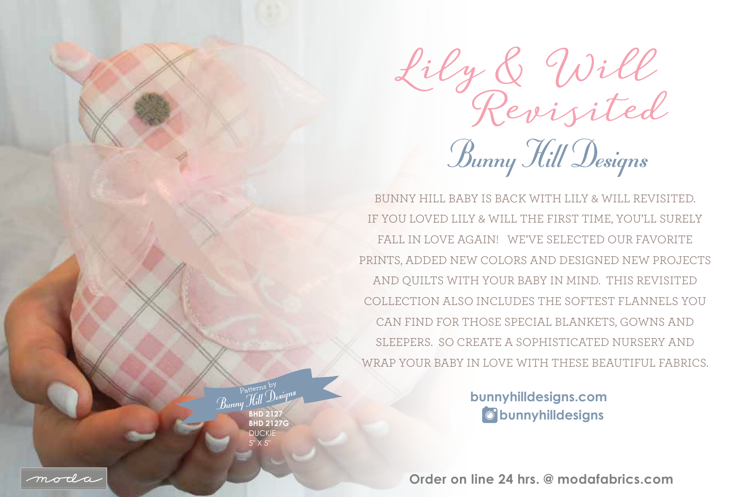# Lily & Will Revisited

## Bunny Hill Designs

BUNNY HILL BABY IS BACK WITH LILY & WILL REVISITED. IF YOU LOVED LILY & WILL THE FIRST TIME, YOU'LL SURELY FALL IN LOVE AGAIN! WE'VE SELECTED OUR FAVORITE PRINTS, ADDED NEW COLORS AND DESIGNED NEW PROJECTS AND QUILTS WITH YOUR BABY IN MIND. THIS REVISITED COLLECTION ALSO INCLUDES THE SOFTEST FLANNELS YOU CAN FIND FOR THOSE SPECIAL BLANKETS, GOWNS AND SLEEPERS. SO CREATE A SOPHISTICATED NURSERY AND WRAP YOUR BABY IN LOVE WITH THESE BEAUTIFUL FABRICS.

**bunnyhilldesigns.com**
**bunnyhilldesigns**

Patterns by Bunny Hill Designs
**BHD 2127**
**BHD 2127G**
DUCKIE
5" X 5"

moda

**Order on line 24 hrs. @ modafabrics.com**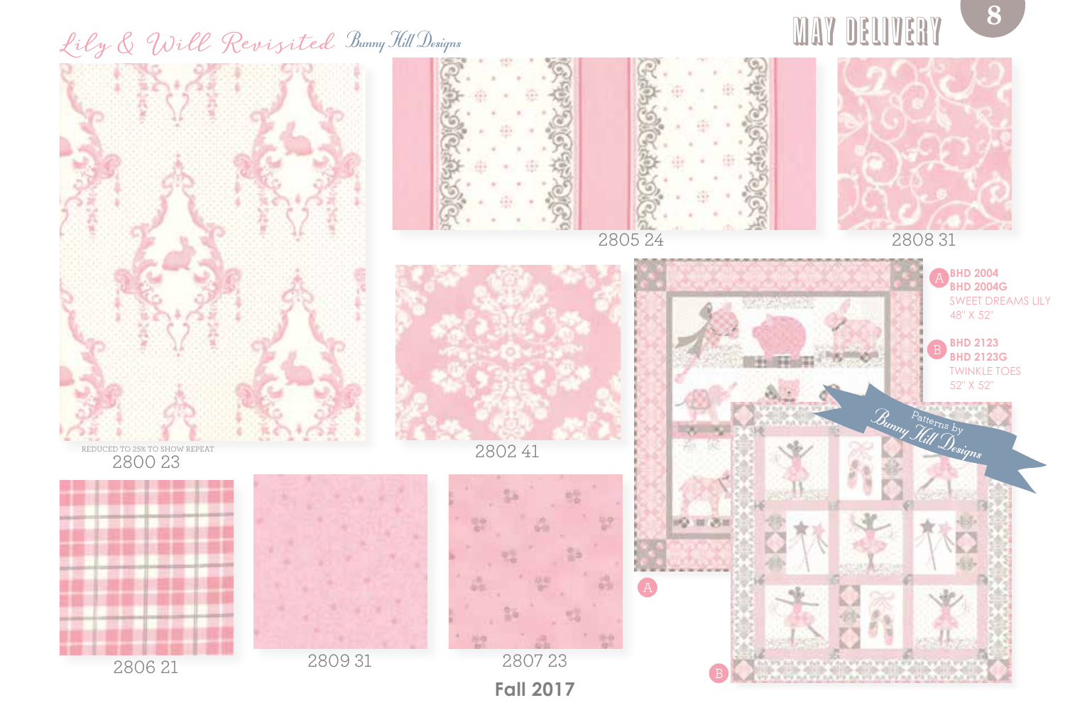# Lily & Will Revisited *Bunny Hill Designs*

## MAY DELIVERY

REDUCED TO 25% TO SHOW REPEAT
2800 23

2805 24

2808 31

2802 41

2806 21

2809 31

2807 23

Patterns by *Bunny Hill Designs*

A
**BHD 2004**
**BHD 2004G**
SWEET DREAMS LILY
48" X 52"

B
**BHD 2123**
**BHD 2123G**
TWINKLE TOES
52" X 52"

**Fall 2017**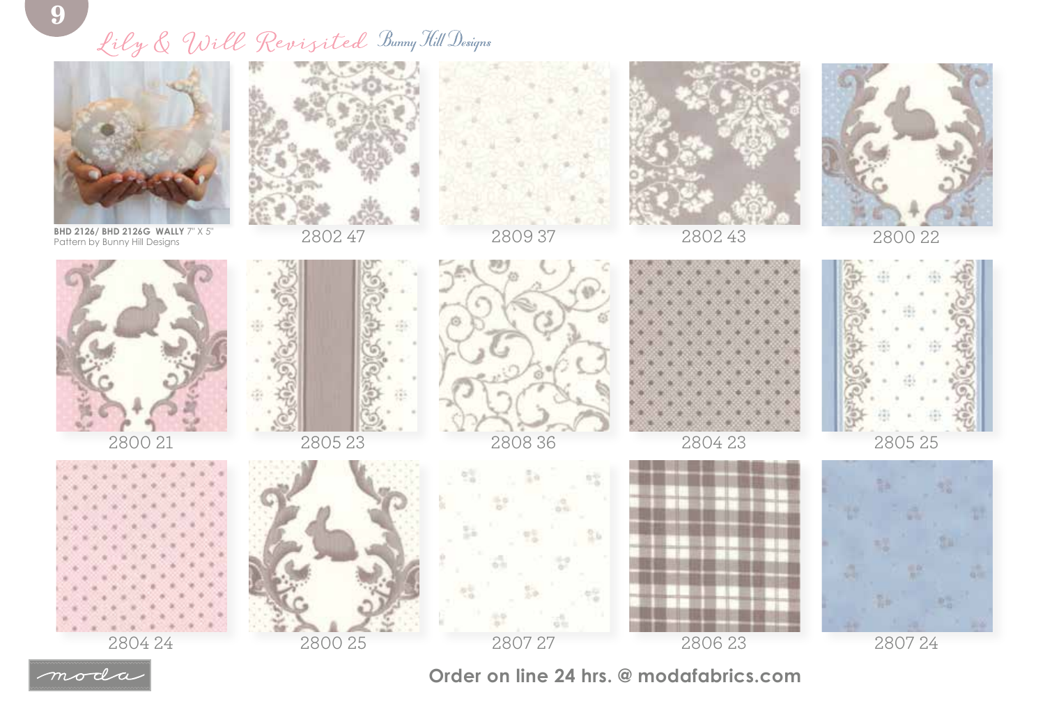# Lily & Will Revisited Bunny Hill Designs

**BHD 2126/ BHD 2126G WALLY** 7" X 5"
Pattern by Bunny Hill Designs

2802 47

2809 37

2802 43

2800 22

2800 21

2805 23

2808 36

2804 23

2805 25

2804 24

2800 25

2807 27

2806 23

2807 24

moda

**Order on line 24 hrs. @ modafabrics.com**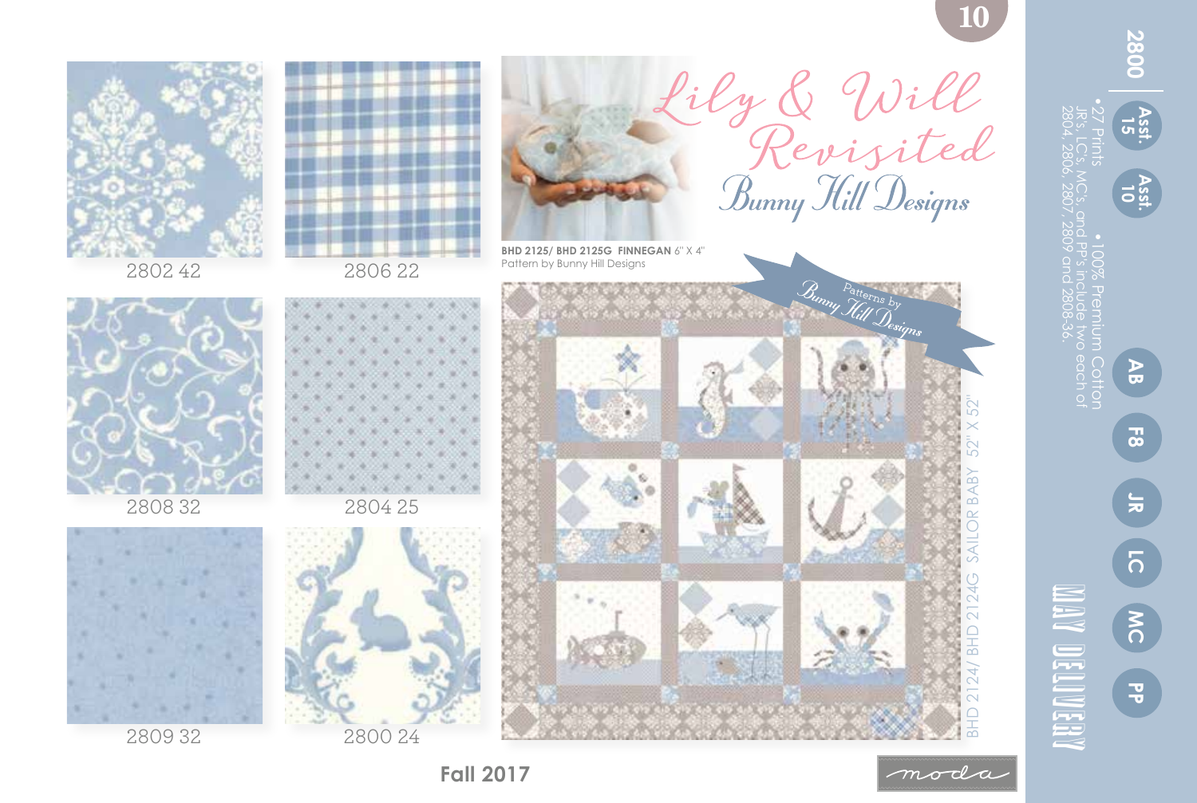# Lily & Will Revisited

## Bunny Hill Designs

2802 42

2806 22

2808 32

2804 25

2809 32

2800 24

**BHD 2125/ BHD 2125G FINNEGAN** 6" X 4"
Pattern by Bunny Hill Designs

Patterns by Bunny Hill Designs

BHD 2124/ BHD 2124G SAILOR BABY 52" X 52"

**2800**

Asst. 15

Asst. 10

• 27 Prints
• 100% Premium Cotton

JR's, LC's, MC's, and PP's include two each of 2804, 2806, 2807, 2809 and 2808-36.

AB

F8

JR

LC

MC

PP

MAY DELIVERY

**Fall 2017**

moda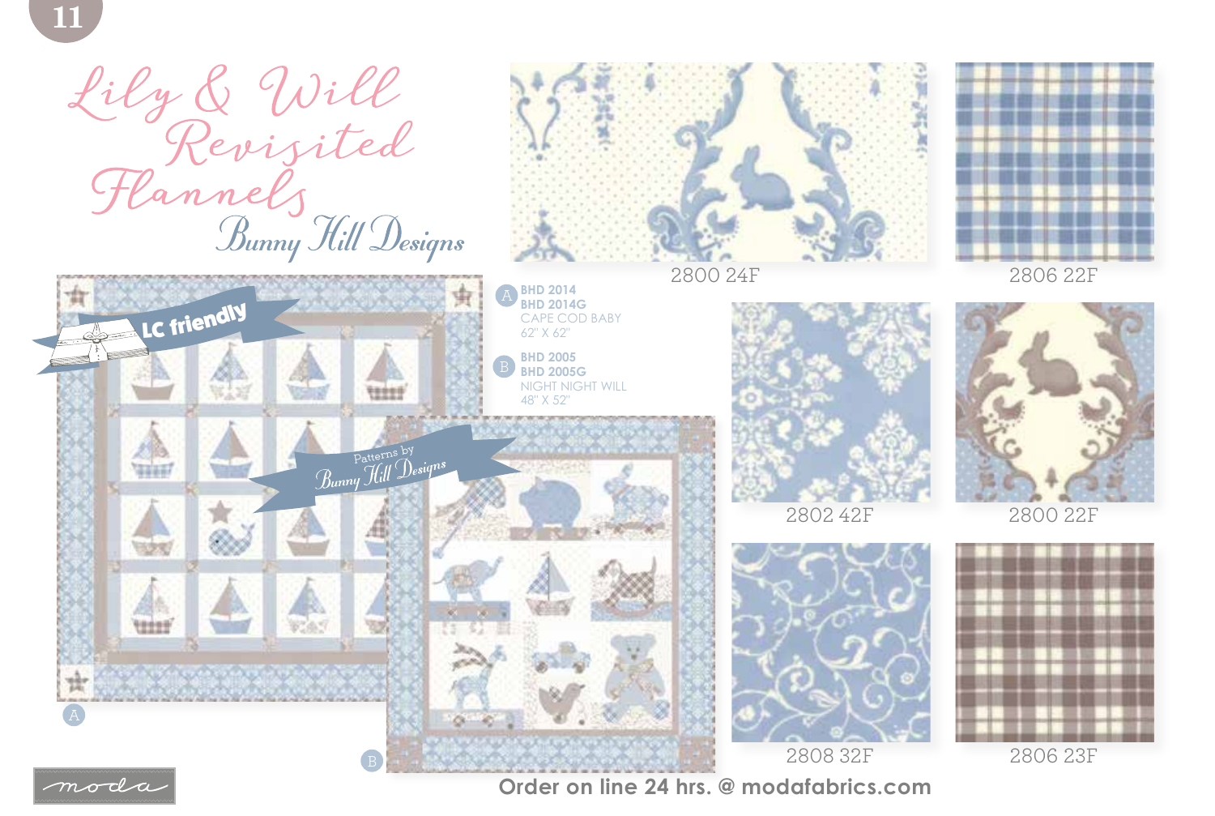# Lily & Will Revisited Flannels

## Bunny Hill Designs

LC friendly

Patterns by Bunny Hill Designs

A
**BHD 2014**
**BHD 2014G**
CAPE COD BABY
62" X 62"

B
**BHD 2005**
**BHD 2005G**
NIGHT NIGHT WILL
48" X 52"

2800 24F

2806 22F

2802 42F

2800 22F

2808 32F

2806 23F

A

B

moda

**Order on line 24 hrs. @ modafabrics.com**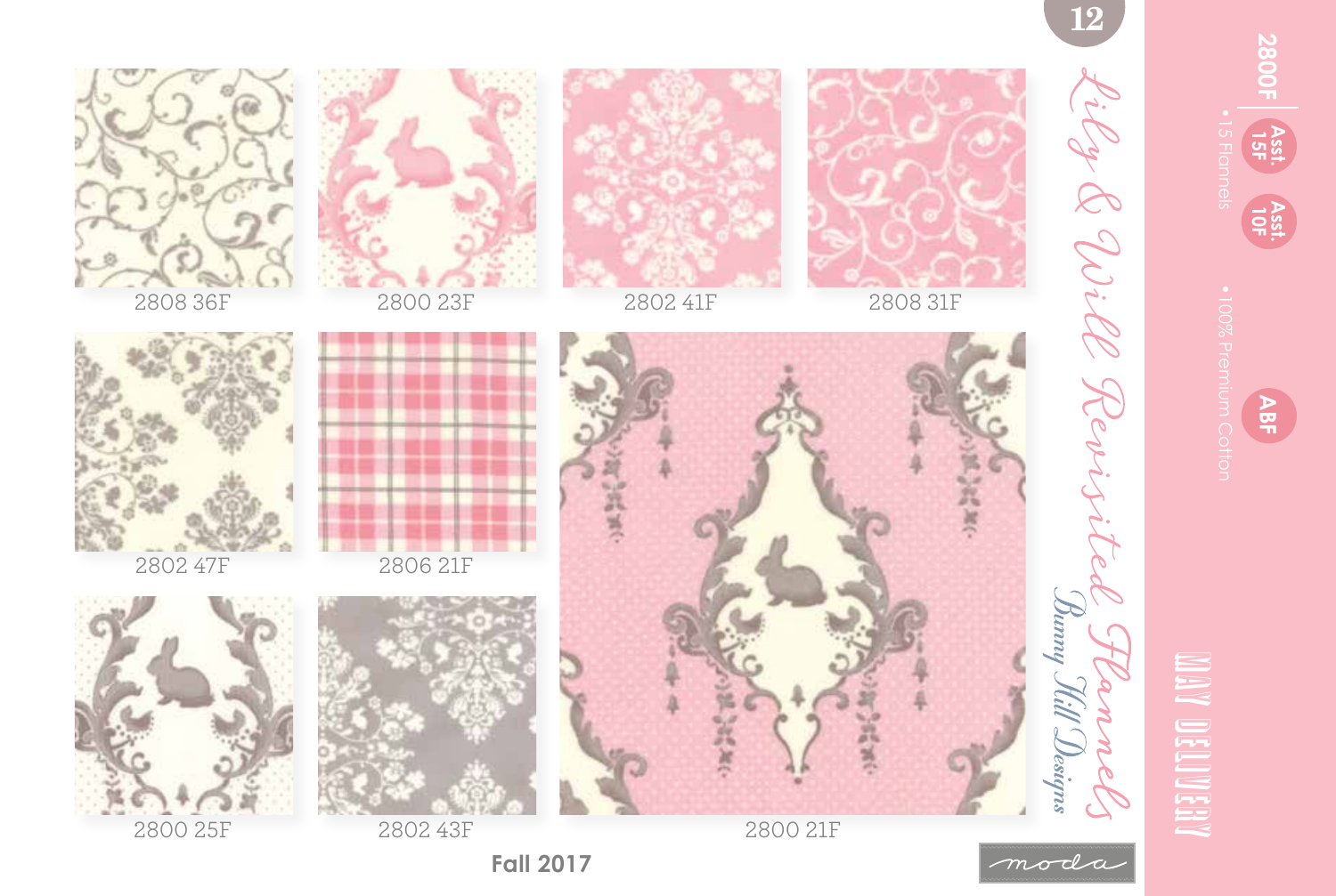# Lily & Will Revisited Flannels

Bunny Hill Designs

2808 36F

2800 23F

2802 41F

2808 31F

2802 47F

2806 21F

2800 21F

2800 25F

2802 43F

Fall 2017

moda

2800F

Asst. 15F

Asst. 10F

• 15 Flannels

• 100% Premium Cotton

ABF

MAY DELIVERY